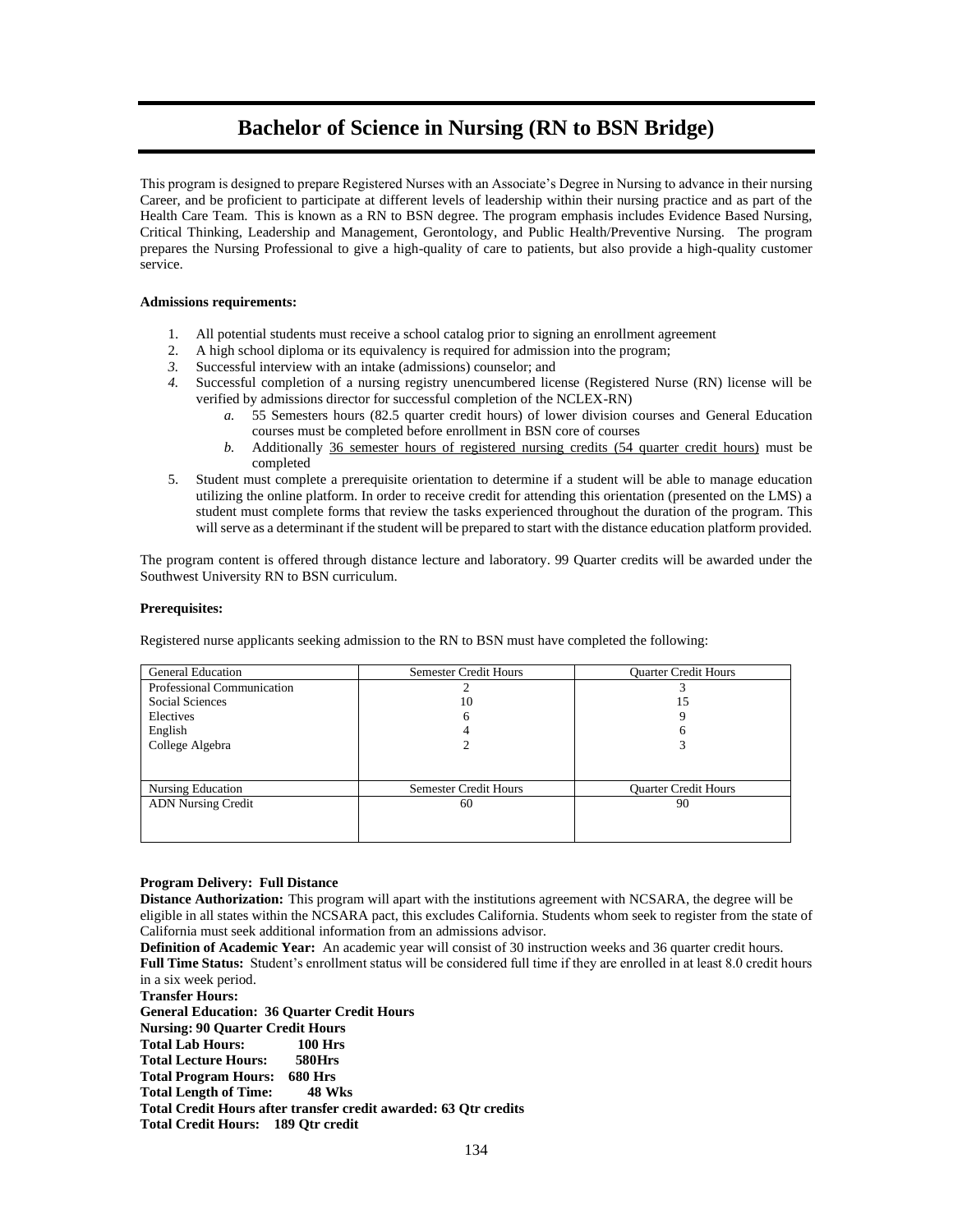# Bachelor of Science in Nursing (RN to BSN Bridge)

This program is designed to prepare Registered Nurses with an Associate's Degree in Nursing to advance in their nursing Career, and be proficient to participate at different levels of leadership within their nursing practice and as part of the Health Care Team. This is known as a RN to BSN degree. The program emphasis includes Evidence Based Nursing, Critical Thinking, Leadership and Management, Gerontology, and Public Health/Preventive Nursing. The program prepares the Nursing Professional to give a high-quality of care to patients, but also provide a high-quality customer service.

**Admissions requirements:**

1. All potential students must receive a school catalog prior to signing an enrollment agreement
2. A high school diploma or its equivalency is required for admission into the program;
3. Successful interview with an intake (admissions) counselor; and
4. Successful completion of a nursing registry unencumbered license (Registered Nurse (RN) license will be verified by admissions director for successful completion of the NCLEX-RN)
   a. 55 Semesters hours (82.5 quarter credit hours) of lower division courses and General Education courses must be completed before enrollment in BSN core of courses
   b. Additionally 36 semester hours of registered nursing credits (54 quarter credit hours) must be completed
5. Student must complete a prerequisite orientation to determine if a student will be able to manage education utilizing the online platform. In order to receive credit for attending this orientation (presented on the LMS) a student must complete forms that review the tasks experienced throughout the duration of the program. This will serve as a determinant if the student will be prepared to start with the distance education platform provided.

The program content is offered through distance lecture and laboratory. 99 Quarter credits will be awarded under the Southwest University RN to BSN curriculum.

**Prerequisites:**

Registered nurse applicants seeking admission to the RN to BSN must have completed the following:

| General Education | Semester Credit Hours | Quarter Credit Hours |
|---|---|---|
| Professional Communication | 2 | 3 |
| Social Sciences | 10 | 15 |
| Electives | 6 | 9 |
| English | 4 | 6 |
| College Algebra | 2 | 3 |
| Nursing Education | Semester Credit Hours | Quarter Credit Hours |
| ADN Nursing Credit | 60 | 90 |

**Program Delivery: Full Distance**
**Distance Authorization:** This program will apart with the institutions agreement with NCSARA, the degree will be eligible in all states within the NCSARA pact, this excludes California. Students whom seek to register from the state of California must seek additional information from an admissions advisor.
**Definition of Academic Year:** An academic year will consist of 30 instruction weeks and 36 quarter credit hours.
**Full Time Status:** Student's enrollment status will be considered full time if they are enrolled in at least 8.0 credit hours in a six week period.
**Transfer Hours:**
**General Education: 36 Quarter Credit Hours**
**Nursing: 90 Quarter Credit Hours**
**Total Lab Hours: 100 Hrs**
**Total Lecture Hours: 580Hrs**
**Total Program Hours: 680 Hrs**
**Total Length of Time: 48 Wks**
**Total Credit Hours after transfer credit awarded: 63 Qtr credits**
**Total Credit Hours: 189 Qtr credit**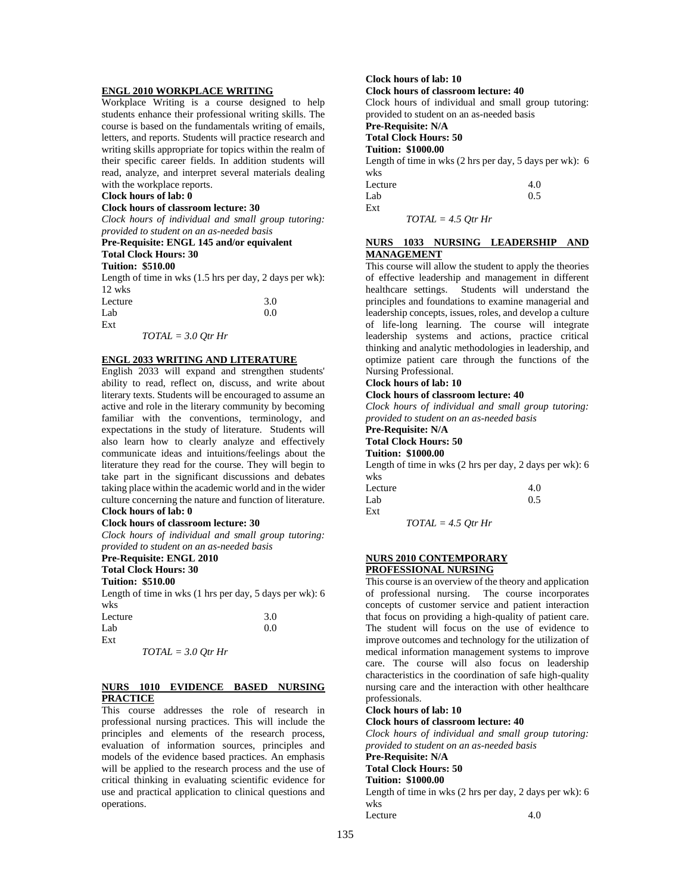## ENGL 2010 WORKPLACE WRITING

Workplace Writing is a course designed to help students enhance their professional writing skills. The course is based on the fundamentals writing of emails, letters, and reports. Students will practice research and writing skills appropriate for topics within the realm of their specific career fields. In addition students will read, analyze, and interpret several materials dealing with the workplace reports.

**Clock hours of lab: 0**
**Clock hours of classroom lecture: 30**
*Clock hours of individual and small group tutoring: provided to student on an as-needed basis*
**Pre-Requisite: ENGL 145 and/or equivalent**
**Total Clock Hours: 30**
**Tuition: $510.00**

Length of time in wks (1.5 hrs per day, 2 days per wk): 12 wks

| | |
|---|---|
| Lecture | 3.0 |
| Lab | 0.0 |
| Ext | |

*TOTAL = 3.0 Qtr Hr*

## ENGL 2033 WRITING AND LITERATURE

English 2033 will expand and strengthen students' ability to read, reflect on, discuss, and write about literary texts. Students will be encouraged to assume an active and role in the literary community by becoming familiar with the conventions, terminology, and expectations in the study of literature. Students will also learn how to clearly analyze and effectively communicate ideas and intuitions/feelings about the literature they read for the course. They will begin to take part in the significant discussions and debates taking place within the academic world and in the wider culture concerning the nature and function of literature.

**Clock hours of lab: 0**
**Clock hours of classroom lecture: 30**
*Clock hours of individual and small group tutoring: provided to student on an as-needed basis*
**Pre-Requisite: ENGL 2010**
**Total Clock Hours: 30**
**Tuition: $510.00**

Length of time in wks (1 hrs per day, 5 days per wk): 6 wks

| | |
|---|---|
| Lecture | 3.0 |
| Lab | 0.0 |
| Ext | |

*TOTAL = 3.0 Qtr Hr*

## NURS 1010 EVIDENCE BASED NURSING PRACTICE

This course addresses the role of research in professional nursing practices. This will include the principles and elements of the research process, evaluation of information sources, principles and models of the evidence based practices. An emphasis will be applied to the research process and the use of critical thinking in evaluating scientific evidence for use and practical application to clinical questions and operations.

**Clock hours of lab: 10**
**Clock hours of classroom lecture: 40**
Clock hours of individual and small group tutoring: provided to student on an as-needed basis
**Pre-Requisite: N/A**
**Total Clock Hours: 50**
**Tuition: $1000.00**

Length of time in wks (2 hrs per day, 5 days per wk): 6 wks

| | |
|---|---|
| Lecture | 4.0 |
| Lab | 0.5 |
| Ext | |

*TOTAL = 4.5 Qtr Hr*

## NURS 1033 NURSING LEADERSHIP AND MANAGEMENT

This course will allow the student to apply the theories of effective leadership and management in different healthcare settings. Students will understand the principles and foundations to examine managerial and leadership concepts, issues, roles, and develop a culture of life-long learning. The course will integrate leadership systems and actions, practice critical thinking and analytic methodologies in leadership, and optimize patient care through the functions of the Nursing Professional.

**Clock hours of lab: 10**
**Clock hours of classroom lecture: 40**
*Clock hours of individual and small group tutoring: provided to student on an as-needed basis*
**Pre-Requisite: N/A**
**Total Clock Hours: 50**
**Tuition: $1000.00**

Length of time in wks (2 hrs per day, 2 days per wk): 6 wks

| | |
|---|---|
| Lecture | 4.0 |
| Lab | 0.5 |
| Ext | |

*TOTAL = 4.5 Qtr Hr*

## NURS 2010 CONTEMPORARY PROFESSIONAL NURSING

This course is an overview of the theory and application of professional nursing. The course incorporates concepts of customer service and patient interaction that focus on providing a high-quality of patient care. The student will focus on the use of evidence to improve outcomes and technology for the utilization of medical information management systems to improve care. The course will also focus on leadership characteristics in the coordination of safe high-quality nursing care and the interaction with other healthcare professionals.

**Clock hours of lab: 10**
**Clock hours of classroom lecture: 40**
*Clock hours of individual and small group tutoring: provided to student on an as-needed basis*
**Pre-Requisite: N/A**
**Total Clock Hours: 50**
**Tuition: $1000.00**

Length of time in wks (2 hrs per day, 2 days per wk): 6 wks

| | |
|---|---|
| Lecture | 4.0 |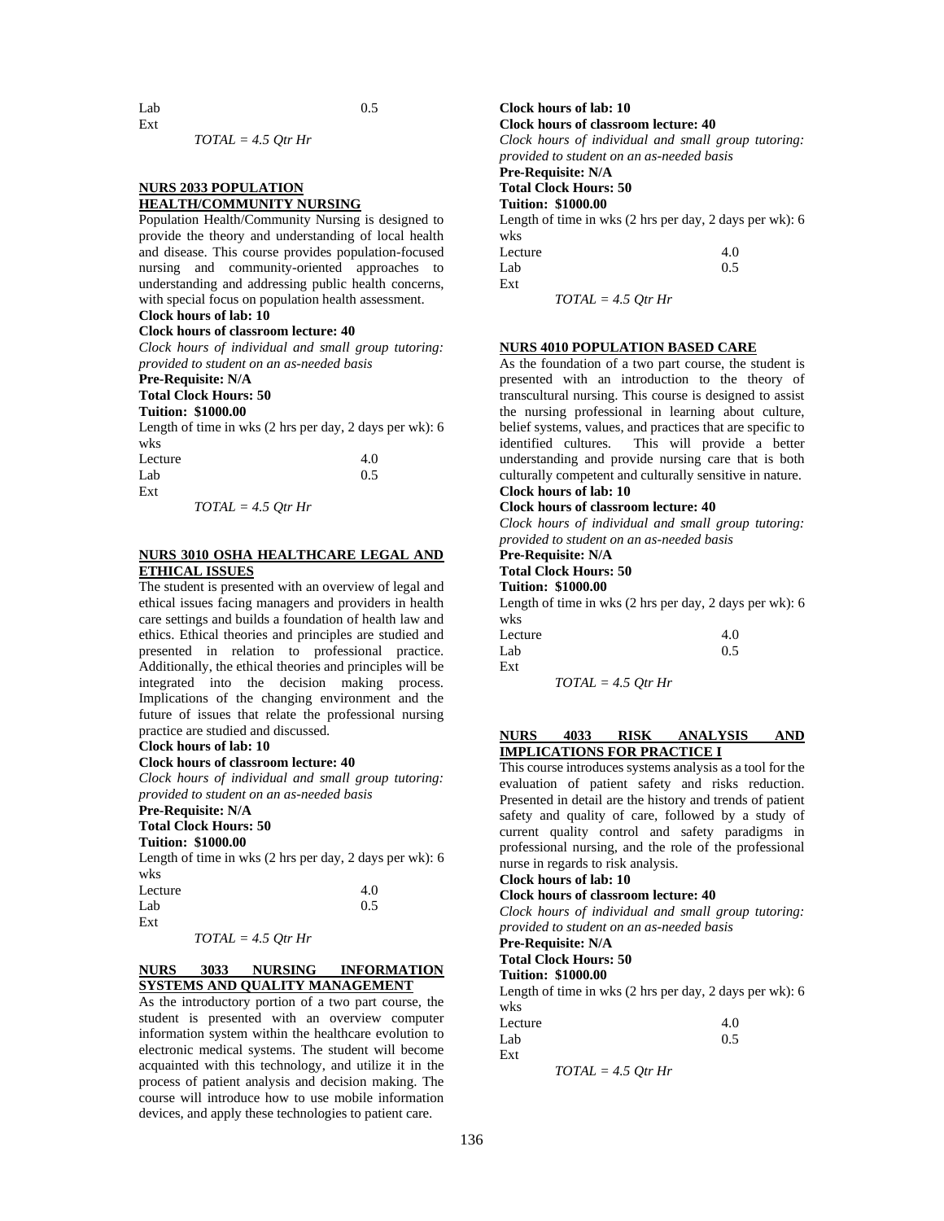| | |
|---|---|
| Lab | 0.5 |
| Ext | |

*TOTAL = 4.5 Qtr Hr*

## NURS 2033 POPULATION HEALTH/COMMUNITY NURSING

Population Health/Community Nursing is designed to provide the theory and understanding of local health and disease. This course provides population-focused nursing and community-oriented approaches to understanding and addressing public health concerns, with special focus on population health assessment.

**Clock hours of lab: 10**
**Clock hours of classroom lecture: 40**
*Clock hours of individual and small group tutoring: provided to student on an as-needed basis*
**Pre-Requisite: N/A**
**Total Clock Hours: 50**
**Tuition: $1000.00**
Length of time in wks (2 hrs per day, 2 days per wk): 6 wks

| | |
|---|---|
| Lecture | 4.0 |
| Lab | 0.5 |
| Ext | |

*TOTAL = 4.5 Qtr Hr*

## NURS 3010 OSHA HEALTHCARE LEGAL AND ETHICAL ISSUES

The student is presented with an overview of legal and ethical issues facing managers and providers in health care settings and builds a foundation of health law and ethics. Ethical theories and principles are studied and presented in relation to professional practice. Additionally, the ethical theories and principles will be integrated into the decision making process. Implications of the changing environment and the future of issues that relate the professional nursing practice are studied and discussed.

**Clock hours of lab: 10**
**Clock hours of classroom lecture: 40**
*Clock hours of individual and small group tutoring: provided to student on an as-needed basis*
**Pre-Requisite: N/A**
**Total Clock Hours: 50**
**Tuition: $1000.00**
Length of time in wks (2 hrs per day, 2 days per wk): 6 wks

| | |
|---|---|
| Lecture | 4.0 |
| Lab | 0.5 |
| Ext | |

*TOTAL = 4.5 Qtr Hr*

## NURS 3033 NURSING INFORMATION SYSTEMS AND QUALITY MANAGEMENT

As the introductory portion of a two part course, the student is presented with an overview computer information system within the healthcare evolution to electronic medical systems. The student will become acquainted with this technology, and utilize it in the process of patient analysis and decision making. The course will introduce how to use mobile information devices, and apply these technologies to patient care.

**Clock hours of lab: 10**
**Clock hours of classroom lecture: 40**
*Clock hours of individual and small group tutoring: provided to student on an as-needed basis*
**Pre-Requisite: N/A**
**Total Clock Hours: 50**
**Tuition: $1000.00**
Length of time in wks (2 hrs per day, 2 days per wk): 6 wks

| | |
|---|---|
| Lecture | 4.0 |
| Lab | 0.5 |
| Ext | |

*TOTAL = 4.5 Qtr Hr*

## NURS 4010 POPULATION BASED CARE

As the foundation of a two part course, the student is presented with an introduction to the theory of transcultural nursing. This course is designed to assist the nursing professional in learning about culture, belief systems, values, and practices that are specific to identified cultures. This will provide a better understanding and provide nursing care that is both culturally competent and culturally sensitive in nature.

**Clock hours of lab: 10**
**Clock hours of classroom lecture: 40**
*Clock hours of individual and small group tutoring: provided to student on an as-needed basis*
**Pre-Requisite: N/A**
**Total Clock Hours: 50**
**Tuition: $1000.00**
Length of time in wks (2 hrs per day, 2 days per wk): 6 wks

| | |
|---|---|
| Lecture | 4.0 |
| Lab | 0.5 |
| Ext | |

*TOTAL = 4.5 Qtr Hr*

## NURS 4033 RISK ANALYSIS AND IMPLICATIONS FOR PRACTICE I

This course introduces systems analysis as a tool for the evaluation of patient safety and risks reduction. Presented in detail are the history and trends of patient safety and quality of care, followed by a study of current quality control and safety paradigms in professional nursing, and the role of the professional nurse in regards to risk analysis.

**Clock hours of lab: 10**
**Clock hours of classroom lecture: 40**
*Clock hours of individual and small group tutoring: provided to student on an as-needed basis*
**Pre-Requisite: N/A**
**Total Clock Hours: 50**
**Tuition: $1000.00**
Length of time in wks (2 hrs per day, 2 days per wk): 6 wks

| | |
|---|---|
| Lecture | 4.0 |
| Lab | 0.5 |
| Ext | |

*TOTAL = 4.5 Qtr Hr*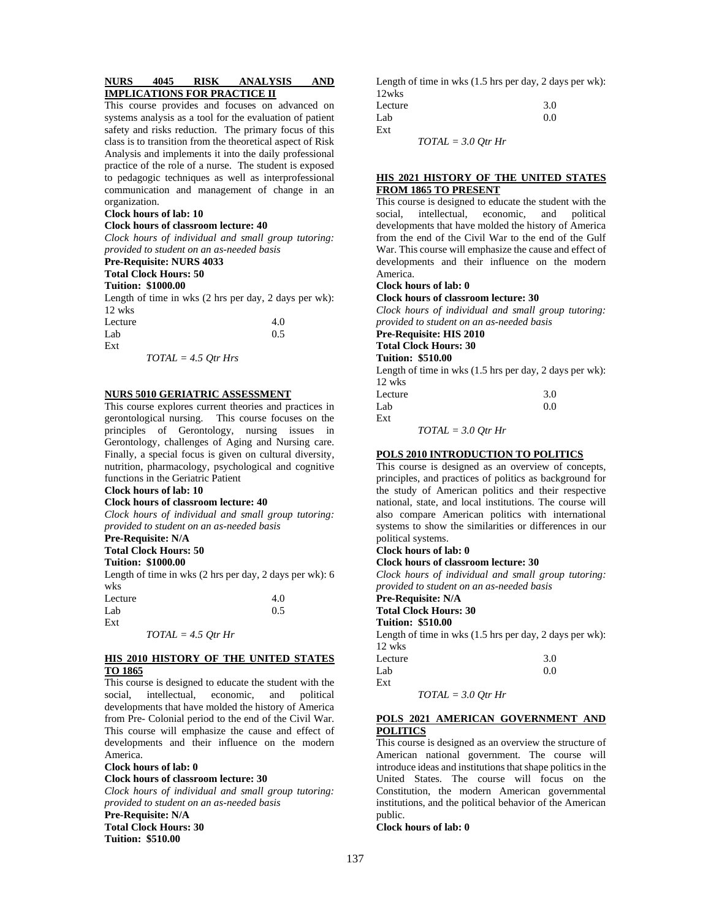**NURS 4045 RISK ANALYSIS AND IMPLICATIONS FOR PRACTICE II**

This course provides and focuses on advanced on systems analysis as a tool for the evaluation of patient safety and risks reduction. The primary focus of this class is to transition from the theoretical aspect of Risk Analysis and implements it into the daily professional practice of the role of a nurse. The student is exposed to pedagogic techniques as well as interprofessional communication and management of change in an organization.

**Clock hours of lab: 10**
**Clock hours of classroom lecture: 40**
*Clock hours of individual and small group tutoring: provided to student on an as-needed basis*
**Pre-Requisite: NURS 4033**
**Total Clock Hours: 50**
**Tuition: $1000.00**

Length of time in wks (2 hrs per day, 2 days per wk): 12 wks

| | |
|---|---|
| Lecture | 4.0 |
| Lab | 0.5 |
| Ext | |

*TOTAL = 4.5 Qtr Hrs*

**NURS 5010 GERIATRIC ASSESSMENT**

This course explores current theories and practices in gerontological nursing. This course focuses on the principles of Gerontology, nursing issues in Gerontology, challenges of Aging and Nursing care. Finally, a special focus is given on cultural diversity, nutrition, pharmacology, psychological and cognitive functions in the Geriatric Patient

**Clock hours of lab: 10**
**Clock hours of classroom lecture: 40**
*Clock hours of individual and small group tutoring: provided to student on an as-needed basis*
**Pre-Requisite: N/A**
**Total Clock Hours: 50**
**Tuition: $1000.00**

Length of time in wks (2 hrs per day, 2 days per wk): 6 wks

| | |
|---|---|
| Lecture | 4.0 |
| Lab | 0.5 |
| Ext | |

*TOTAL = 4.5 Qtr Hr*

**HIS 2010 HISTORY OF THE UNITED STATES TO 1865**

This course is designed to educate the student with the social, intellectual, economic, and political developments that have molded the history of America from Pre- Colonial period to the end of the Civil War. This course will emphasize the cause and effect of developments and their influence on the modern America.

**Clock hours of lab: 0**
**Clock hours of classroom lecture: 30**
*Clock hours of individual and small group tutoring: provided to student on an as-needed basis*
**Pre-Requisite: N/A**
**Total Clock Hours: 30**
**Tuition: $510.00**

Length of time in wks (1.5 hrs per day, 2 days per wk): 12wks

| | |
|---|---|
| Lecture | 3.0 |
| Lab | 0.0 |
| Ext | |

*TOTAL = 3.0 Qtr Hr*

**HIS 2021 HISTORY OF THE UNITED STATES FROM 1865 TO PRESENT**

This course is designed to educate the student with the social, intellectual, economic, and political developments that have molded the history of America from the end of the Civil War to the end of the Gulf War. This course will emphasize the cause and effect of developments and their influence on the modern America.

**Clock hours of lab: 0**
**Clock hours of classroom lecture: 30**
*Clock hours of individual and small group tutoring: provided to student on an as-needed basis*
**Pre-Requisite: HIS 2010**
**Total Clock Hours: 30**
**Tuition: $510.00**

Length of time in wks (1.5 hrs per day, 2 days per wk): 12 wks

| | |
|---|---|
| Lecture | 3.0 |
| Lab | 0.0 |
| Ext | |

*TOTAL = 3.0 Qtr Hr*

**POLS 2010 INTRODUCTION TO POLITICS**

This course is designed as an overview of concepts, principles, and practices of politics as background for the study of American politics and their respective national, state, and local institutions. The course will also compare American politics with international systems to show the similarities or differences in our political systems.

**Clock hours of lab: 0**
**Clock hours of classroom lecture: 30**
*Clock hours of individual and small group tutoring: provided to student on an as-needed basis*
**Pre-Requisite: N/A**
**Total Clock Hours: 30**
**Tuition: $510.00**

Length of time in wks (1.5 hrs per day, 2 days per wk): 12 wks

| | |
|---|---|
| Lecture | 3.0 |
| Lab | 0.0 |
| Ext | |

*TOTAL = 3.0 Qtr Hr*

**POLS 2021 AMERICAN GOVERNMENT AND POLITICS**

This course is designed as an overview the structure of American national government. The course will introduce ideas and institutions that shape politics in the United States. The course will focus on the Constitution, the modern American governmental institutions, and the political behavior of the American public.

**Clock hours of lab: 0**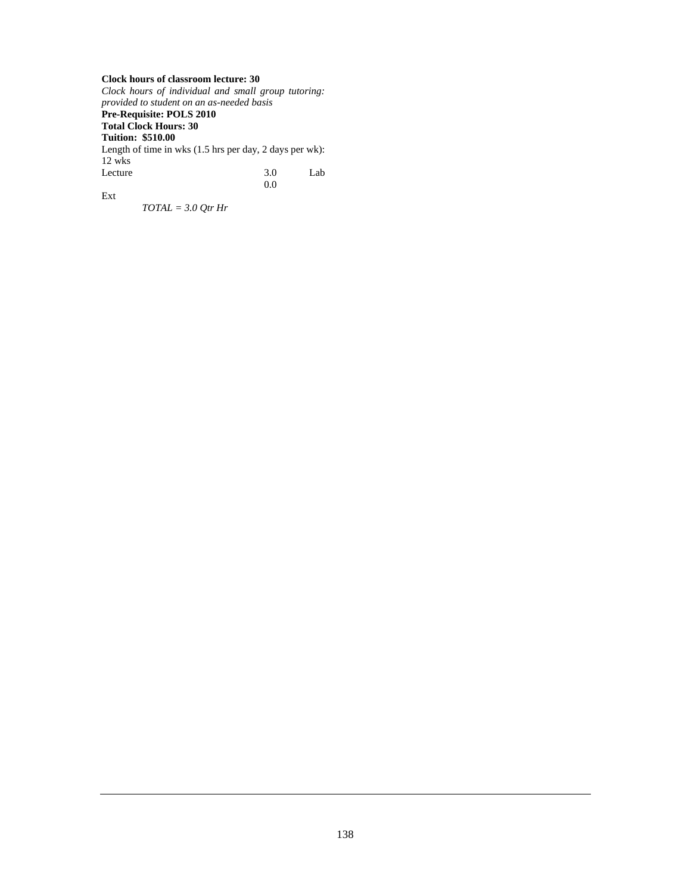**Clock hours of classroom lecture: 30**
*Clock hours of individual and small group tutoring: provided to student on an as-needed basis*
**Pre-Requisite: POLS 2010**
**Total Clock Hours: 30**
**Tuition: $510.00**
Length of time in wks (1.5 hrs per day, 2 days per wk): 12 wks

Lecture 3.0 Lab 0.0

Ext

*TOTAL = 3.0 Qtr Hr*